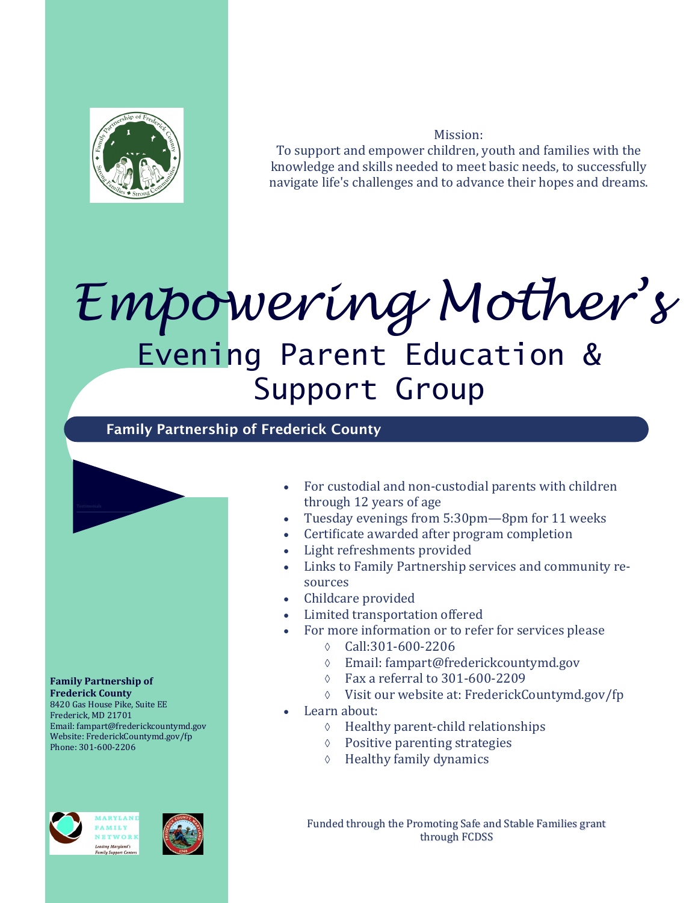Mission:
To support and empower children, youth and families with the knowledge and skills needed to meet basic needs, to successfully navigate life's challenges and to advance their hopes and dreams.

# Empowering Mother's

## Evening Parent Education & Support Group

**Family Partnership of Frederick County**

- For custodial and non-custodial parents with children through 12 years of age
- Tuesday evenings from 5:30pm—8pm for 11 weeks
- Certificate awarded after program completion
- Light refreshments provided
- Links to Family Partnership services and community resources
- Childcare provided
- Limited transportation offered
- For more information or to refer for services please
  - Call:301-600-2206
  - Email: fampart@frederickcountymd.gov
  - Fax a referral to 301-600-2209
  - Visit our website at: FrederickCountymd.gov/fp
- Learn about:
  - Healthy parent-child relationships
  - Positive parenting strategies
  - Healthy family dynamics

**Family Partnership of Frederick County**
8420 Gas House Pike, Suite EE
Frederick, MD 21701
Email: fampart@frederickcountymd.gov
Website: FrederickCountymd.gov/fp
Phone: 301-600-2206

Funded through the Promoting Safe and Stable Families grant through FCDSS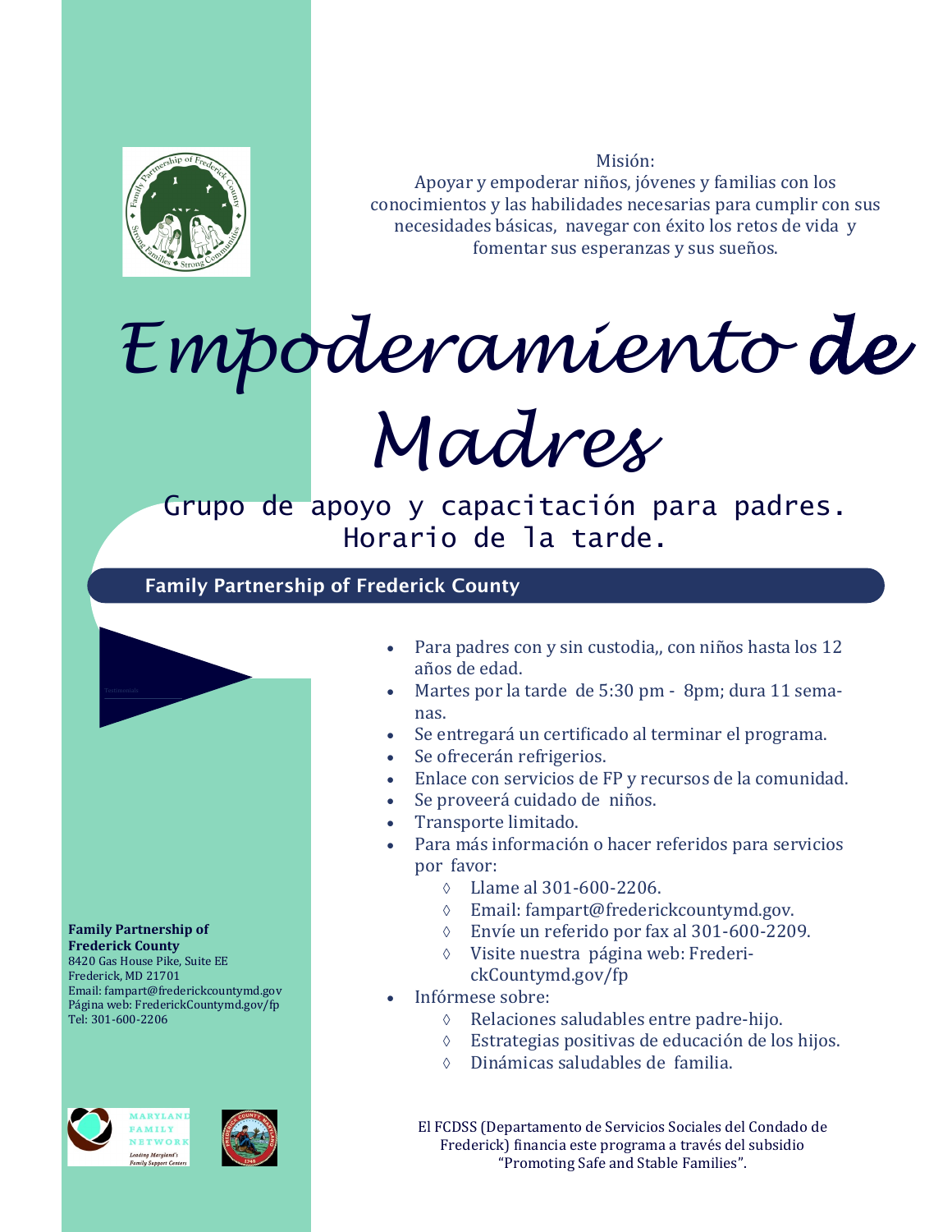Misión:
Apoyar y empoderar niños, jóvenes y familias con los conocimientos y las habilidades necesarias para cumplir con sus necesidades básicas, navegar con éxito los retos de vida y fomentar sus esperanzas y sus sueños.

# Empoderamiento de Madres

Grupo de apoyo y capacitación para padres.
Horario de la tarde.

## Family Partnership of Frederick County

- Para padres con y sin custodia,, con niños hasta los 12 años de edad.
- Martes por la tarde de 5:30 pm - 8pm; dura 11 semanas.
- Se entregará un certificado al terminar el programa.
- Se ofrecerán refrigerios.
- Enlace con servicios de FP y recursos de la comunidad.
- Se proveerá cuidado de niños.
- Transporte limitado.
- Para más información o hacer referidos para servicios por favor:
  - Llame al 301-600-2206.
  - Email: fampart@frederickcountymd.gov.
  - Envíe un referido por fax al 301-600-2209.
  - Visite nuestra página web: FrederickCountymd.gov/fp
- Infórmese sobre:
  - Relaciones saludables entre padre-hijo.
  - Estrategias positivas de educación de los hijos.
  - Dinámicas saludables de familia.

**Family Partnership of Frederick County**
8420 Gas House Pike, Suite EE
Frederick, MD 21701
Email: fampart@frederickcountymd.gov
Página web: FrederickCountymd.gov/fp
Tel: 301-600-2206

MARYLAND FAMILY NETWORK
Leading Maryland's Family Support Centers

El FCDSS (Departamento de Servicios Sociales del Condado de Frederick) financia este programa a través del subsidio "Promoting Safe and Stable Families".